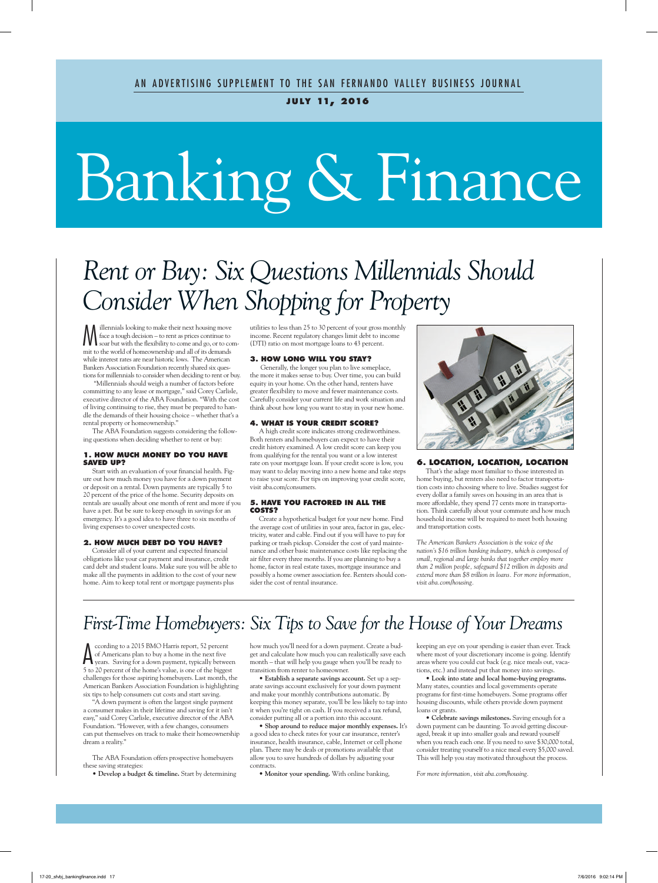AN ADVERTISING SUPPLEMENT TO THE SAN FERNANDO VALLEY BUSINESS JOURNAL

**JULY 11, 2016**

# Banking & Finance

## *Rent or Buy: Six Questions Millennials Should Consider When Shopping for Property*

Millennials looking to make their next housing move face a tough decision – to rent as prices continue to soar but with the flexibility to come and go, or to commit to the world of homeownership and all of its demands while interest rates are near historic lows. The American Bankers Association Foundation recently shared six questions for millennials to consider when deciding to rent or buy.

"Millennials should weigh a number of factors before committing to any lease or mortgage," said Corey Carlisle, executive director of the ABA Foundation. "With the cost of living continuing to rise, they must be prepared to handle the demands of their housing choice – whether that's a rental property or homeownership."

The ABA Foundation suggests considering the following questions when deciding whether to rent or buy:

### 1. HOW MUCH MONEY DO YOU HAVE SAVED UP?

Start with an evaluation of your financial health. Figure out how much money you have for a down payment or deposit on a rental. Down payments are typically 5 to 20 percent of the price of the home. Security deposits on rentals are usually about one month of rent and more if you have a pet. But be sure to keep enough in savings for an emergency. It's a good idea to have three to six months of living expenses to cover unexpected costs.

### 2. HOW MUCH DEBT DO YOU HAVE?

Consider all of your current and expected financial obligations like your car payment and insurance, credit card debt and student loans. Make sure you will be able to make all the payments in addition to the cost of your new home. Aim to keep total rent or mortgage payments plus utilities to less than 25 to 30 percent of your gross monthly income. Recent regulatory changes limit debt to income (DTI) ratio on most mortgage loans to 43 percent.

### 3. HOW LONG WILL YOU STAY?

Generally, the longer you plan to live someplace, the more it makes sense to buy. Over time, you can build equity in your home. On the other hand, renters have greater flexibility to move and fewer maintenance costs. Carefully consider your current life and work situation and think about how long you want to stay in your new home.

### 4. WHAT IS YOUR CREDIT SCORE?

A high credit score indicates strong creditworthiness. Both renters and homebuyers can expect to have their credit history examined. A low credit score can keep you from qualifying for the rental you want or a low interest rate on your mortgage loan. If your credit score is low, you may want to delay moving into a new home and take steps to raise your score. For tips on improving your credit score, visit aba.com/consumers.

### 5. HAVE YOU FACTORED IN ALL THE COSTS?

Create a hypothetical budget for your new home. Find the average cost of utilities in your area, factor in gas, electricity, water and cable. Find out if you will have to pay for parking or trash pickup. Consider the cost of yard maintenance and other basic maintenance costs like replacing the air filter every three months. If you are planning to buy a home, factor in real estate taxes, mortgage insurance and possibly a home owner association fee. Renters should consider the cost of rental insurance.

### 6. LOCATION, LOCATION, LOCATION

That's the adage most familiar to those interested in home buying, but renters also need to factor transportation costs into choosing where to live. Studies suggest for every dollar a family saves on housing in an area that is more affordable, they spend 77 cents more in transportation. Think carefully about your commute and how much household income will be required to meet both housing and transportation costs.

*The American Bankers Association is the voice of the nation's $16 trillion banking industry, which is composed of small, regional and large banks that together employ more than 2 million people, safeguard $12 trillion in deposits and extend more than $8 trillion in loans. For more information, visit aba.com/housing.*

## *First-Time Homebuyers: Six Tips to Save for the House of Your Dreams*

According to a 2015 BMO Harris report, 52 percent of Americans plan to buy a home in the next five years. Saving for a down payment, typically between 5 to 20 percent of the home's value, is one of the biggest challenges for those aspiring homebuyers. Last month, the American Bankers Association Foundation is highlighting six tips to help consumers cut costs and start saving.

"A down payment is often the largest single payment a consumer makes in their lifetime and saving for it isn't easy," said Corey Carlisle, executive director of the ABA Foundation. "However, with a few changes, consumers can put themselves on track to make their homeownership dream a reality."

The ABA Foundation offers prospective homebuyers these saving strategies:

- **Develop a budget & timeline.** Start by determining how much you'll need for a down payment. Create a budget and calculate how much you can realistically save each month – that will help you gauge when you'll be ready to transition from renter to homeowner.
- **Establish a separate savings account.** Set up a separate savings account exclusively for your down payment and make your monthly contributions automatic. By keeping this money separate, you'll be less likely to tap into it when you're tight on cash. If you received a tax refund, consider putting all or a portion into this account.
- **Shop around to reduce major monthly expenses.** It's a good idea to check rates for your car insurance, renter's insurance, health insurance, cable, Internet or cell phone plan. There may be deals or promotions available that allow you to save hundreds of dollars by adjusting your contracts.
- **Monitor your spending.** With online banking, keeping an eye on your spending is easier than ever. Track where most of your discretionary income is going. Identify areas where you could cut back (e.g. nice meals out, vacations, etc.) and instead put that money into savings.
- **Look into state and local home-buying programs.** Many states, counties and local governments operate programs for first-time homebuyers. Some programs offer housing discounts, while others provide down payment loans or grants.
- **Celebrate savings milestones.** Saving enough for a down payment can be daunting. To avoid getting discouraged, break it up into smaller goals and reward yourself when you reach each one. If you need to save $30,000 total, consider treating yourself to a nice meal every $5,000 saved. This will help you stay motivated throughout the process.

*For more information, visit aba.com/housing.*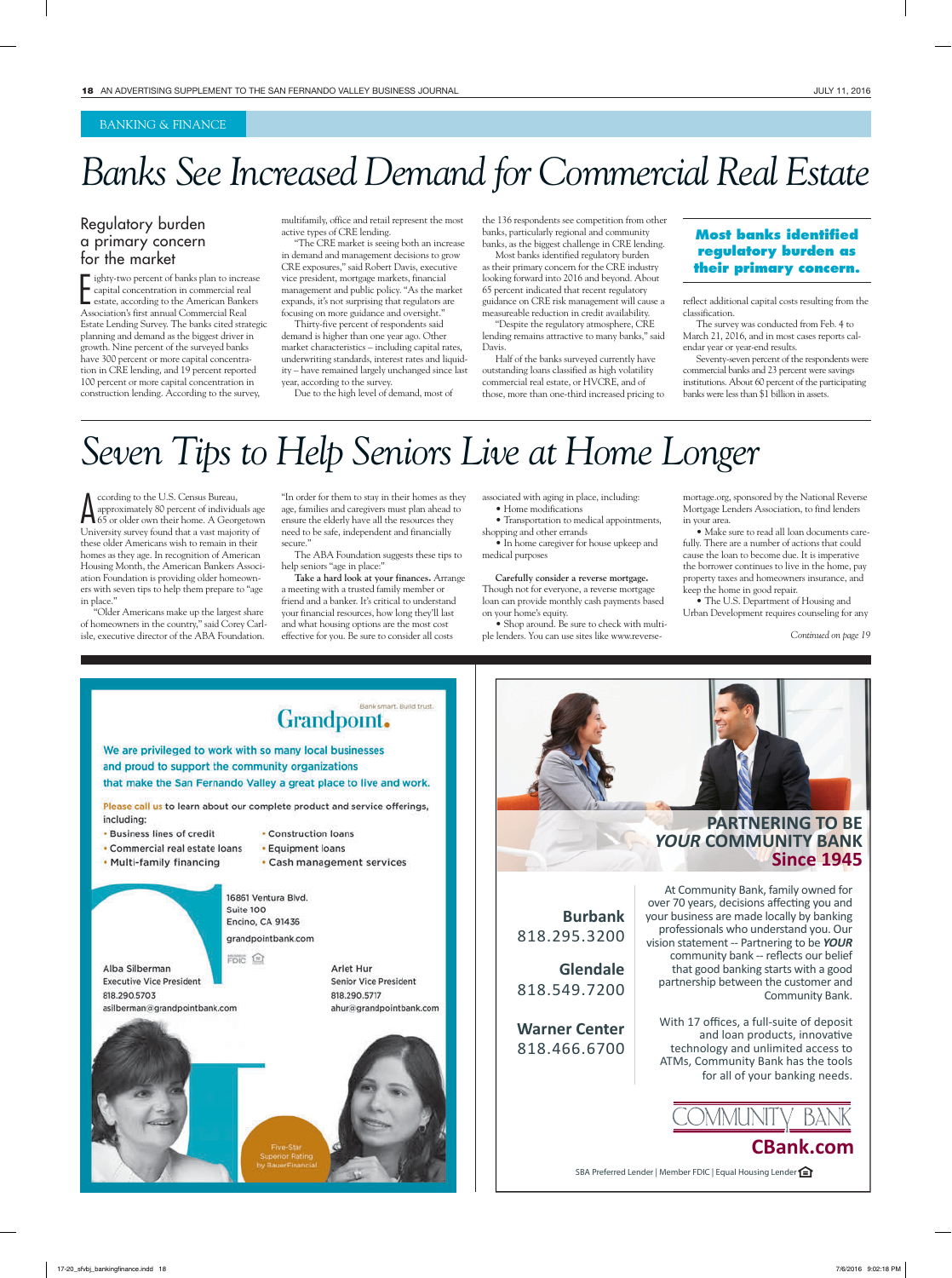BANKING & FINANCE

# Banks See Increased Demand for Commercial Real Estate

## Regulatory burden a primary concern for the market

Eighty-two percent of banks plan to increase capital concentration in commercial real estate, according to the American Bankers Association's first annual Commercial Real Estate Lending Survey. The banks cited strategic planning and demand as the biggest driver in growth. Nine percent of the surveyed banks have 300 percent or more capital concentration in CRE lending, and 19 percent reported 100 percent or more capital concentration in construction lending. According to the survey, multifamily, office and retail represent the most active types of CRE lending.

"The CRE market is seeing both an increase in demand and management decisions to grow CRE exposures," said Robert Davis, executive vice president, mortgage markets, financial management and public policy. "As the market expands, it's not surprising that regulators are focusing on more guidance and oversight."

Thirty-five percent of respondents said demand is higher than one year ago. Other market characteristics – including capital rates, underwriting standards, interest rates and liquidity – have remained largely unchanged since last year, according to the survey.

Due to the high level of demand, most of the 136 respondents see competition from other banks, particularly regional and community banks, as the biggest challenge in CRE lending.

Most banks identified regulatory burden as their primary concern for the CRE industry looking forward into 2016 and beyond. About 65 percent indicated that recent regulatory guidance on CRE risk management will cause a measureable reduction in credit availability.

"Despite the regulatory atmosphere, CRE lending remains attractive to many banks," said Davis.

Half of the banks surveyed currently have outstanding loans classified as high volatility commercial real estate, or HVCRE, and of those, more than one-third increased pricing to reflect additional capital costs resulting from the classification.

> **Most banks identified regulatory burden as their primary concern.**

The survey was conducted from Feb. 4 to March 21, 2016, and in most cases reports calendar year or year-end results.

Seventy-seven percent of the respondents were commercial banks and 23 percent were savings institutions. About 60 percent of the participating banks were less than $1 billion in assets.

# Seven Tips to Help Seniors Live at Home Longer

According to the U.S. Census Bureau, approximately 80 percent of individuals age 65 or older own their home. A Georgetown University survey found that a vast majority of these older Americans wish to remain in their homes as they age. In recognition of American Housing Month, the American Bankers Association Foundation is providing older homeowners with seven tips to help them prepare to "age in place."

"Older Americans make up the largest share of homeowners in the country," said Corey Carlisle, executive director of the ABA Foundation. "In order for them to stay in their homes as they age, families and caregivers must plan ahead to ensure the elderly have all the resources they need to be safe, independent and financially secure."

The ABA Foundation suggests these tips to help seniors "age in place:"

**Take a hard look at your finances.** Arrange a meeting with a trusted family member or friend and a banker. It's critical to understand your financial resources, how long they'll last and what housing options are the most cost effective for you. Be sure to consider all costs associated with aging in place, including:

- Home modifications
- Transportation to medical appointments, shopping and other errands
- In home caregiver for house upkeep and medical purposes

**Carefully consider a reverse mortgage.** Though not for everyone, a reverse mortgage loan can provide monthly cash payments based on your home's equity.

- Shop around. Be sure to check with multiple lenders. You can use sites like www.reversemortage.org, sponsored by the National Reverse Mortgage Lenders Association, to find lenders in your area.
- Make sure to read all loan documents carefully. There are a number of actions that could cause the loan to become due. It is imperative the borrower continues to live in the home, pay property taxes and homeowners insurance, and keep the home in good repair.
- The U.S. Department of Housing and Urban Development requires counseling for any

*Continued on page 19*

---

Grandpoint. Bank smart. Build trust.

We are privileged to work with so many local businesses and proud to support the community organizations that make the San Fernando Valley a great place to live and work.

Please call us to learn about our complete product and service offerings, including:

- Business lines of credit
- Commercial real estate loans
- Multi-family financing
- Construction loans
- Equipment loans
- Cash management services

16861 Ventura Blvd.
Suite 100
Encino, CA 91436
grandpointbank.com

Member FDIC

Alba Silberman
Executive Vice President
818.290.5703
asilberman@grandpointbank.com

Arlet Hur
Senior Vice President
818.290.5717
ahur@grandpointbank.com

Five-Star Superior Rating by BauerFinancial

---

PARTNERING TO BE *YOUR* COMMUNITY BANK Since 1945

Burbank 818.295.3200

Glendale 818.549.7200

Warner Center 818.466.6700

At Community Bank, family owned for over 70 years, decisions affecting you and your business are made locally by banking professionals who understand you. Our vision statement -- Partnering to be ***YOUR*** community bank -- reflects our belief that good banking starts with a good partnership between the customer and Community Bank.

With 17 offices, a full-suite of deposit and loan products, innovative technology and unlimited access to ATMs, Community Bank has the tools for all of your banking needs.

COMMUNITY BANK

**CBank.com**

SBA Preferred Lender | Member FDIC | Equal Housing Lender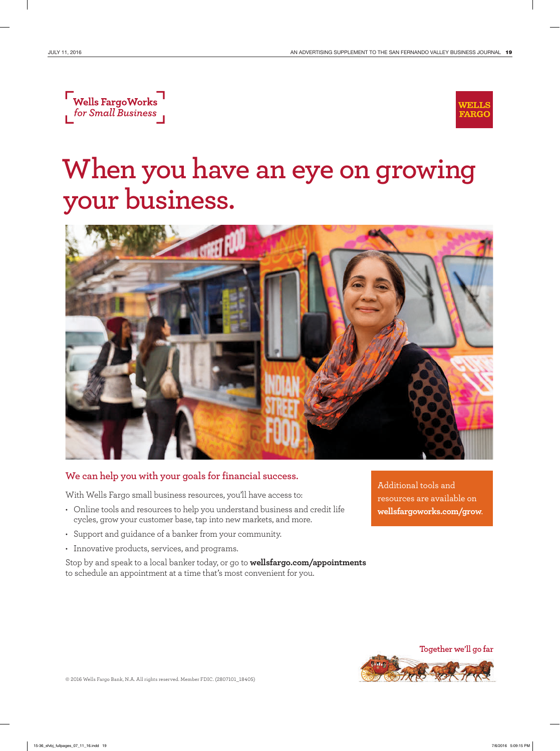Wells FargoWorks
*for Small Business*

WELLS FARGO

# When you have an eye on growing your business.

## We can help you with your goals for financial success.

With Wells Fargo small business resources, you'll have access to:

- Online tools and resources to help you understand business and credit life cycles, grow your customer base, tap into new markets, and more.
- Support and guidance of a banker from your community.
- Innovative products, services, and programs.

Stop by and speak to a local banker today, or go to **wellsfargo.com/appointments** to schedule an appointment at a time that's most convenient for you.

Additional tools and resources are available on **wellsfargoworks.com/grow**.

Together we'll go far

© 2016 Wells Fargo Bank, N.A. All rights reserved. Member FDIC. (2807101_18405)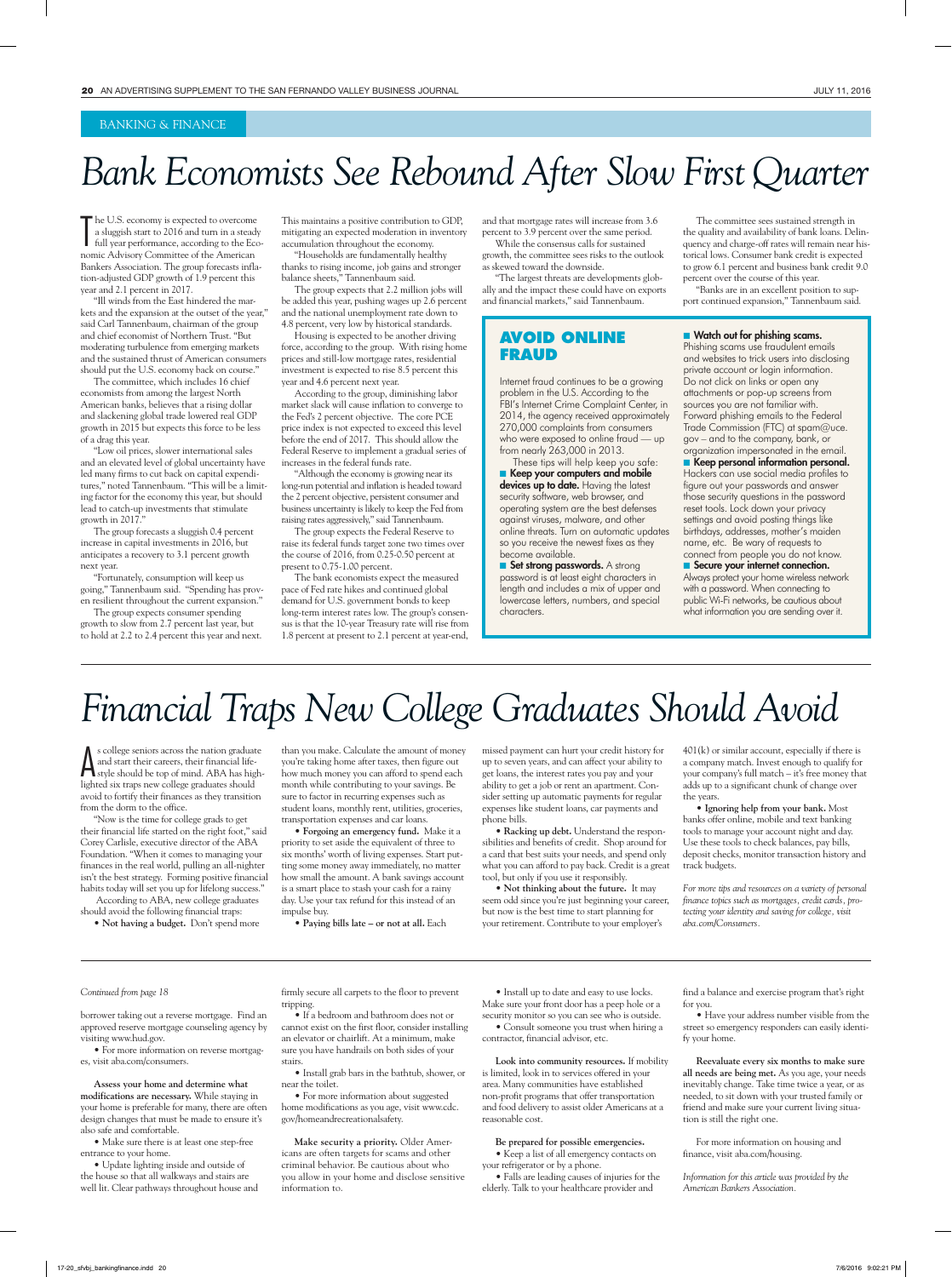BANKING & FINANCE

# Bank Economists See Rebound After Slow First Quarter

The U.S. economy is expected to overcome a sluggish start to 2016 and turn in a steady full year performance, according to the Economic Advisory Committee of the American Bankers Association. The group forecasts inflation-adjusted GDP growth of 1.9 percent this year and 2.1 percent in 2017.

"Ill winds from the East hindered the markets and the expansion at the outset of the year," said Carl Tannenbaum, chairman of the group and chief economist of Northern Trust. "But moderating turbulence from emerging markets and the sustained thrust of American consumers should put the U.S. economy back on course."

The committee, which includes 16 chief economists from among the largest North American banks, believes that a rising dollar and slackening global trade lowered real GDP growth in 2015 but expects this force to be less of a drag this year.

"Low oil prices, slower international sales and an elevated level of global uncertainty have led many firms to cut back on capital expenditures," noted Tannenbaum. "This will be a limiting factor for the economy this year, but should lead to catch-up investments that stimulate growth in 2017."

The group forecasts a sluggish 0.4 percent increase in capital investments in 2016, but anticipates a recovery to 3.1 percent growth next year.

"Fortunately, consumption will keep us going," Tannenbaum said. "Spending has proven resilient throughout the current expansion."

The group expects consumer spending growth to slow from 2.7 percent last year, but to hold at 2.2 to 2.4 percent this year and next. This maintains a positive contribution to GDP, mitigating an expected moderation in inventory accumulation throughout the economy.

"Households are fundamentally healthy thanks to rising income, job gains and stronger balance sheets," Tannenbaum said.

The group expects that 2.2 million jobs will be added this year, pushing wages up 2.6 percent and the national unemployment rate down to 4.8 percent, very low by historical standards.

Housing is expected to be another driving force, according to the group. With rising home prices and still-low mortgage rates, residential investment is expected to rise 8.5 percent this year and 4.6 percent next year.

According to the group, diminishing labor market slack will cause inflation to converge to the Fed's 2 percent objective. The core PCE price index is not expected to exceed this level before the end of 2017. This should allow the Federal Reserve to implement a gradual series of increases in the federal funds rate.

"Although the economy is growing near its long-run potential and inflation is headed toward the 2 percent objective, persistent consumer and business uncertainty is likely to keep the Fed from raising rates aggressively," said Tannenbaum.

The group expects the Federal Reserve to raise its federal funds target zone two times over the course of 2016, from 0.25-0.50 percent at present to 0.75-1.00 percent.

The bank economists expect the measured pace of Fed rate hikes and continued global demand for U.S. government bonds to keep long-term interest rates low. The group's consensus is that the 10-year Treasury rate will rise from 1.8 percent at present to 2.1 percent at year-end, and that mortgage rates will increase from 3.6 percent to 3.9 percent over the same period.

While the consensus calls for sustained growth, the committee sees risks to the outlook as skewed toward the downside.

"The largest threats are developments globally and the impact these could have on exports and financial markets," said Tannenbaum.

The committee sees sustained strength in the quality and availability of bank loans. Delinquency and charge-off rates will remain near historical lows. Consumer bank credit is expected to grow 6.1 percent and business bank credit 9.0 percent over the course of this year.

"Banks are in an excellent position to support continued expansion," Tannenbaum said.

## AVOID ONLINE FRAUD

Internet fraud continues to be a growing problem in the U.S. According to the FBI's Internet Crime Complaint Center, in 2014, the agency received approximately 270,000 complaints from consumers who were exposed to online fraud — up from nearly 263,000 in 2013.

These tips will help keep you safe:

- **Keep your computers and mobile devices up to date.** Having the latest security software, web browser, and operating system are the best defenses against viruses, malware, and other online threats. Turn on automatic updates so you receive the newest fixes as they become available.
- **Set strong passwords.** A strong password is at least eight characters in length and includes a mix of upper and lowercase letters, numbers, and special characters.
- **Watch out for phishing scams.** Phishing scams use fraudulent emails and websites to trick users into disclosing private account or login information. Do not click on links or open any attachments or pop-up screens from sources you are not familiar with. Forward phishing emails to the Federal Trade Commission (FTC) at spam@uce.gov – and to the company, bank, or organization impersonated in the email.
- **Keep personal information personal.** Hackers can use social media profiles to figure out your passwords and answer those security questions in the password reset tools. Lock down your privacy settings and avoid posting things like birthdays, addresses, mother's maiden name, etc. Be wary of requests to connect from people you do not know.
- **Secure your internet connection.** Always protect your home wireless network with a password. When connecting to public Wi-Fi networks, be cautious about what information you are sending over it.

# Financial Traps New College Graduates Should Avoid

As college seniors across the nation graduate and start their careers, their financial lifestyle should be top of mind. ABA has highlighted six traps new college graduates should avoid to fortify their finances as they transition from the dorm to the office.

"Now is the time for college grads to get their financial life started on the right foot," said Corey Carlisle, executive director of the ABA Foundation. "When it comes to managing your finances in the real world, pulling an all-nighter isn't the best strategy. Forming positive financial habits today will set you up for lifelong success."

According to ABA, new college graduates should avoid the following financial traps:

• **Not having a budget.** Don't spend more than you make. Calculate the amount of money you're taking home after taxes, then figure out how much money you can afford to spend each month while contributing to your savings. Be sure to factor in recurring expenses such as student loans, monthly rent, utilities, groceries, transportation expenses and car loans.

• **Forgoing an emergency fund.** Make it a priority to set aside the equivalent of three to six months' worth of living expenses. Start putting some money away immediately, no matter how small the amount. A bank savings account is a smart place to stash your cash for a rainy day. Use your tax refund for this instead of an impulse buy.

• **Paying bills late – or not at all.** Each missed payment can hurt your credit history for up to seven years, and can affect your ability to get loans, the interest rates you pay and your ability to get a job or rent an apartment. Consider setting up automatic payments for regular expenses like student loans, car payments and phone bills.

• **Racking up debt.** Understand the responsibilities and benefits of credit. Shop around for a card that best suits your needs, and spend only what you can afford to pay back. Credit is a great tool, but only if you use it responsibly.

• **Not thinking about the future.** It may seem odd since you're just beginning your career, but now is the best time to start planning for your retirement. Contribute to your employer's 401(k) or similar account, especially if there is a company match. Invest enough to qualify for your company's full match – it's free money that adds up to a significant chunk of change over the years.

• **Ignoring help from your bank.** Most banks offer online, mobile and text banking tools to manage your account night and day. Use these tools to check balances, pay bills, deposit checks, monitor transaction history and track budgets.

*For more tips and resources on a variety of personal finance topics such as mortgages, credit cards, protecting your identity and saving for college, visit aba.com/Consumers.*

---

*Continued from page 18*

borrower taking out a reverse mortgage. Find an approved reverse mortgage counseling agency by visiting www.hud.gov.

• For more information on reverse mortgages, visit aba.com/consumers.

**Assess your home and determine what modifications are necessary.** While staying in your home is preferable for many, there are often design changes that must be made to ensure it's also safe and comfortable.

• Make sure there is at least one step-free entrance to your home.

• Update lighting inside and outside of the house so that all walkways and stairs are well lit. Clear pathways throughout house and firmly secure all carpets to the floor to prevent tripping.

• If a bedroom and bathroom does not or cannot exist on the first floor, consider installing an elevator or chairlift. At a minimum, make sure you have handrails on both sides of your stairs.

• Install grab bars in the bathtub, shower, or near the toilet.

• For more information about suggested home modifications as you age, visit www.cdc.gov/homeandrecreationalsafety.

**Make security a priority.** Older Americans are often targets for scams and other criminal behavior. Be cautious about who you allow in your home and disclose sensitive information to.

• Install up to date and easy to use locks. Make sure your front door has a peep hole or a security monitor so you can see who is outside.

• Consult someone you trust when hiring a contractor, financial advisor, etc.

**Look into community resources.** If mobility is limited, look in to services offered in your area. Many communities have established non-profit programs that offer transportation and food delivery to assist older Americans at a reasonable cost.

**Be prepared for possible emergencies.**

• Keep a list of all emergency contacts on your refrigerator or by a phone.

• Falls are leading causes of injuries for the elderly. Talk to your healthcare provider and find a balance and exercise program that's right for you.

• Have your address number visible from the street so emergency responders can easily identify your home.

**Reevaluate every six months to make sure all needs are being met.** As you age, your needs inevitably change. Take time twice a year, or as needed, to sit down with your trusted family or friend and make sure your current living situation is still the right one.

For more information on housing and finance, visit aba.com/housing.

*Information for this article was provided by the American Bankers Association.*